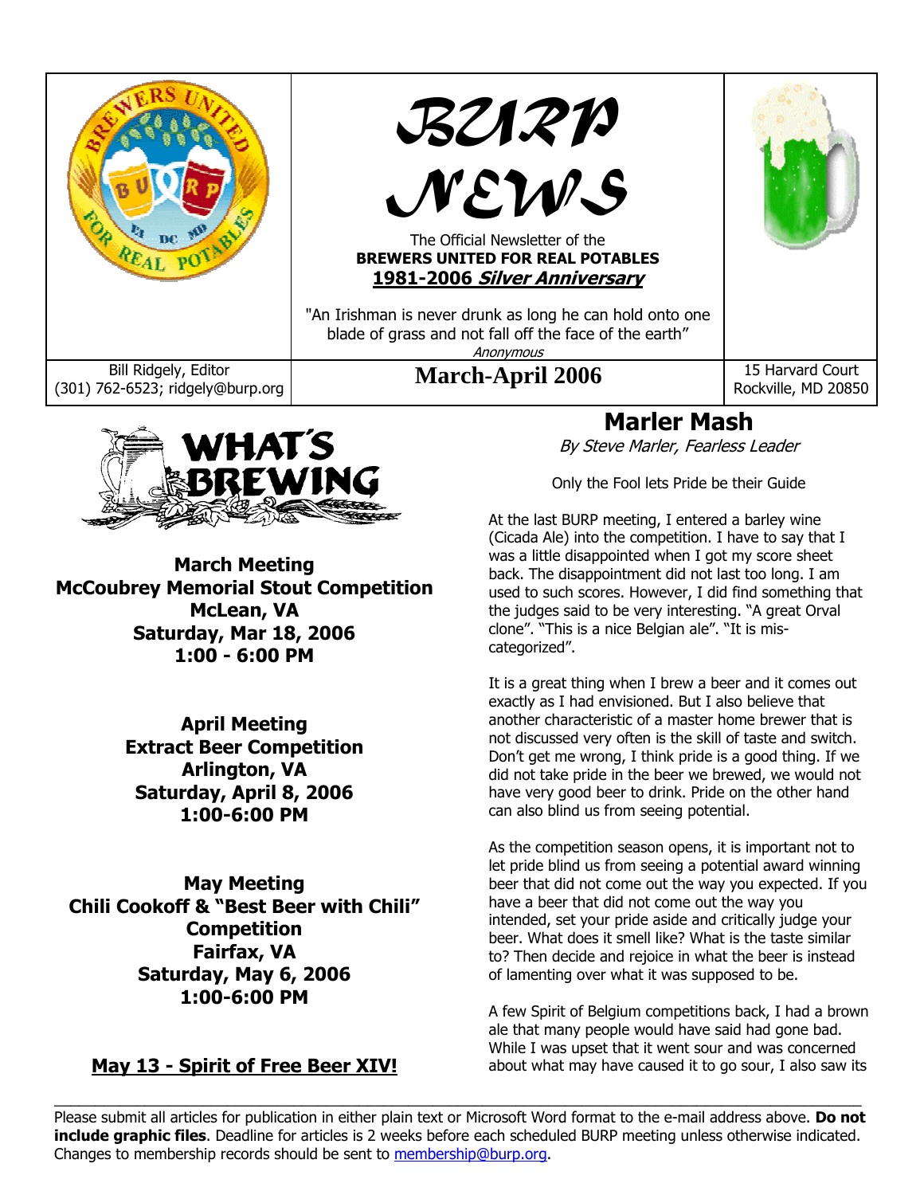# BURP NEWS

The Official Newsletter of the
**BREWERS UNITED FOR REAL POTABLES**
**1981-2006 *Silver Anniversary***

"An Irishman is never drunk as long he can hold onto one blade of grass and not fall off the face of the earth"
*Anonymous*

Bill Ridgely, Editor
(301) 762-6523; ridgely@burp.org

**March-April 2006**

15 Harvard Court
Rockville, MD 20850

## WHAT'S BREWING

**March Meeting**
**McCoubrey Memorial Stout Competition**
**McLean, VA**
**Saturday, Mar 18, 2006**
**1:00 - 6:00 PM**

**April Meeting**
**Extract Beer Competition**
**Arlington, VA**
**Saturday, April 8, 2006**
**1:00-6:00 PM**

**May Meeting**
**Chili Cookoff & "Best Beer with Chili" Competition**
**Fairfax, VA**
**Saturday, May 6, 2006**
**1:00-6:00 PM**

**May 13 - Spirit of Free Beer XIV!**

## Marler Mash

*By Steve Marler, Fearless Leader*

Only the Fool lets Pride be their Guide

At the last BURP meeting, I entered a barley wine (Cicada Ale) into the competition. I have to say that I was a little disappointed when I got my score sheet back. The disappointment did not last too long. I am used to such scores. However, I did find something that the judges said to be very interesting. "A great Orval clone". "This is a nice Belgian ale". "It is mis-categorized".

It is a great thing when I brew a beer and it comes out exactly as I had envisioned. But I also believe that another characteristic of a master home brewer that is not discussed very often is the skill of taste and switch. Don't get me wrong, I think pride is a good thing. If we did not take pride in the beer we brewed, we would not have very good beer to drink. Pride on the other hand can also blind us from seeing potential.

As the competition season opens, it is important not to let pride blind us from seeing a potential award winning beer that did not come out the way you expected. If you have a beer that did not come out the way you intended, set your pride aside and critically judge your beer. What does it smell like? What is the taste similar to? Then decide and rejoice in what the beer is instead of lamenting over what it was supposed to be.

A few Spirit of Belgium competitions back, I had a brown ale that many people would have said had gone bad. While I was upset that it went sour and was concerned about what may have caused it to go sour, I also saw its

---

Please submit all articles for publication in either plain text or Microsoft Word format to the e-mail address above. **Do not include graphic files**. Deadline for articles is 2 weeks before each scheduled BURP meeting unless otherwise indicated. Changes to membership records should be sent to membership@burp.org.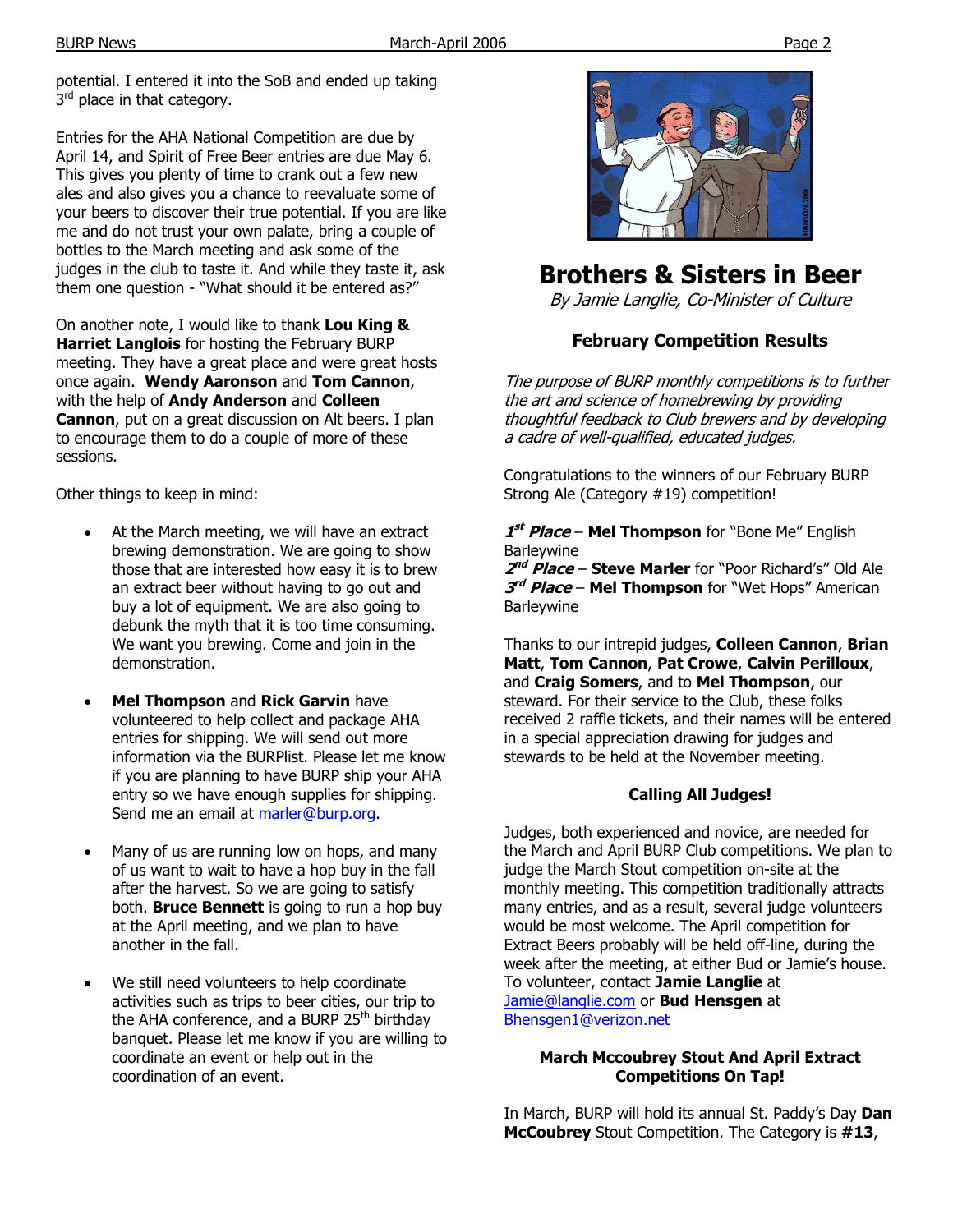potential. I entered it into the SoB and ended up taking 3rd place in that category.

Entries for the AHA National Competition are due by April 14, and Spirit of Free Beer entries are due May 6. This gives you plenty of time to crank out a few new ales and also gives you a chance to reevaluate some of your beers to discover their true potential. If you are like me and do not trust your own palate, bring a couple of bottles to the March meeting and ask some of the judges in the club to taste it. And while they taste it, ask them one question - "What should it be entered as?"

On another note, I would like to thank **Lou King & Harriet Langlois** for hosting the February BURP meeting. They have a great place and were great hosts once again. **Wendy Aaronson** and **Tom Cannon**, with the help of **Andy Anderson** and **Colleen Cannon**, put on a great discussion on Alt beers. I plan to encourage them to do a couple of more of these sessions.

Other things to keep in mind:

- At the March meeting, we will have an extract brewing demonstration. We are going to show those that are interested how easy it is to brew an extract beer without having to go out and buy a lot of equipment. We are also going to debunk the myth that it is too time consuming. We want you brewing. Come and join in the demonstration.

- **Mel Thompson** and **Rick Garvin** have volunteered to help collect and package AHA entries for shipping. We will send out more information via the BURPlist. Please let me know if you are planning to have BURP ship your AHA entry so we have enough supplies for shipping. Send me an email at marler@burp.org.

- Many of us are running low on hops, and many of us want to wait to have a hop buy in the fall after the harvest. So we are going to satisfy both. **Bruce Bennett** is going to run a hop buy at the April meeting, and we plan to have another in the fall.

- We still need volunteers to help coordinate activities such as trips to beer cities, our trip to the AHA conference, and a BURP 25th birthday banquet. Please let me know if you are willing to coordinate an event or help out in the coordination of an event.

# Brothers & Sisters in Beer

*By Jamie Langlie, Co-Minister of Culture*

### February Competition Results

*The purpose of BURP monthly competitions is to further the art and science of homebrewing by providing thoughtful feedback to Club brewers and by developing a cadre of well-qualified, educated judges.*

Congratulations to the winners of our February BURP Strong Ale (Category #19) competition!

***1st Place*** – **Mel Thompson** for "Bone Me" English Barleywine
***2nd Place*** – **Steve Marler** for "Poor Richard's" Old Ale
***3rd Place*** – **Mel Thompson** for "Wet Hops" American Barleywine

Thanks to our intrepid judges, **Colleen Cannon**, **Brian Matt**, **Tom Cannon**, **Pat Crowe**, **Calvin Perilloux**, and **Craig Somers**, and to **Mel Thompson**, our steward. For their service to the Club, these folks received 2 raffle tickets, and their names will be entered in a special appreciation drawing for judges and stewards to be held at the November meeting.

### Calling All Judges!

Judges, both experienced and novice, are needed for the March and April BURP Club competitions. We plan to judge the March Stout competition on-site at the monthly meeting. This competition traditionally attracts many entries, and as a result, several judge volunteers would be most welcome. The April competition for Extract Beers probably will be held off-line, during the week after the meeting, at either Bud or Jamie's house. To volunteer, contact **Jamie Langlie** at Jamie@langlie.com or **Bud Hensgen** at Bhensgen1@verizon.net

### March Mccoubrey Stout And April Extract Competitions On Tap!

In March, BURP will hold its annual St. Paddy's Day **Dan McCoubrey** Stout Competition. The Category is **#13**,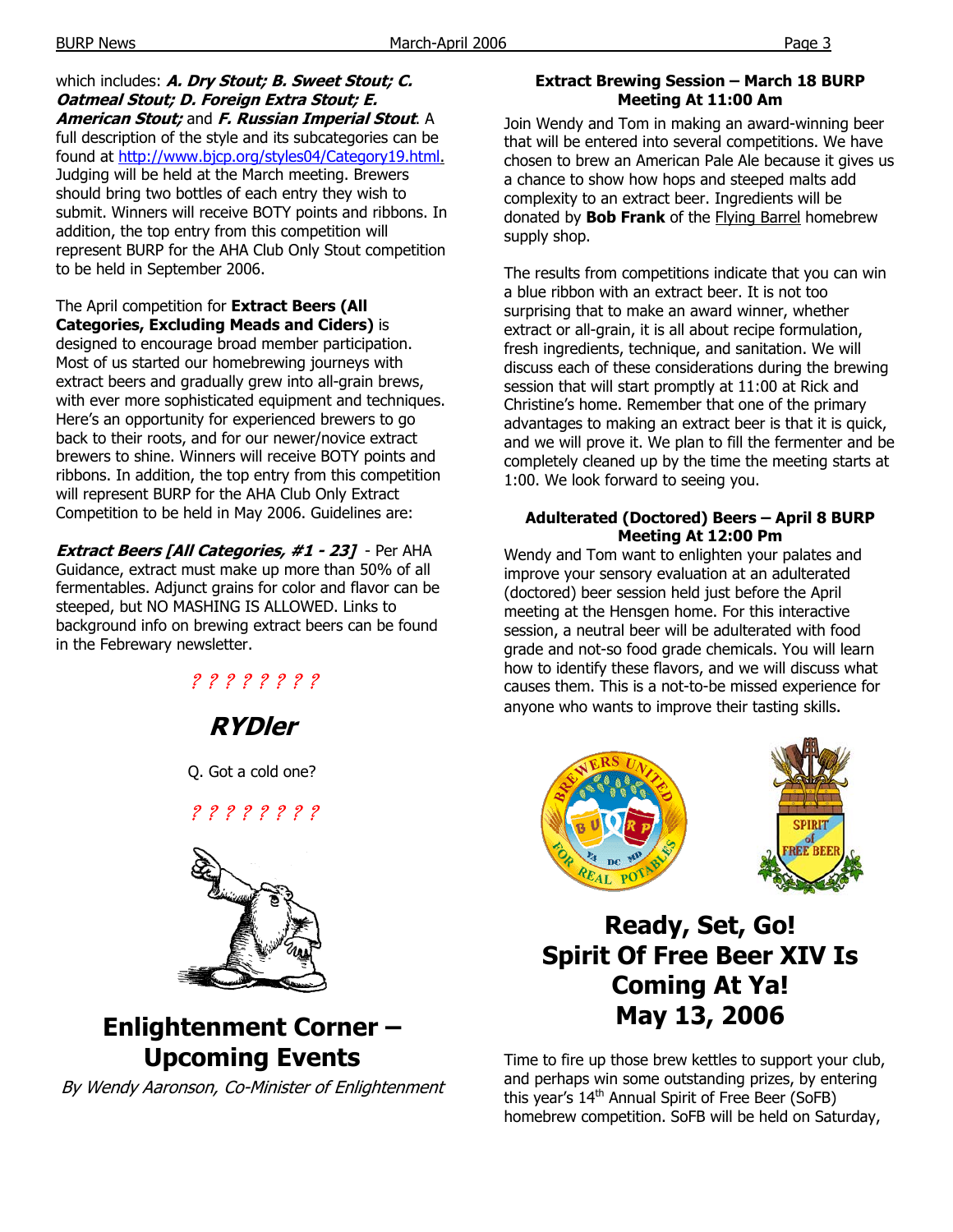which includes: ***A. Dry Stout; B. Sweet Stout; C. Oatmeal Stout; D. Foreign Extra Stout; E. American Stout;*** and ***F. Russian Imperial Stout***. A full description of the style and its subcategories can be found at http://www.bjcp.org/styles04/Category19.html. Judging will be held at the March meeting. Brewers should bring two bottles of each entry they wish to submit. Winners will receive BOTY points and ribbons. In addition, the top entry from this competition will represent BURP for the AHA Club Only Stout competition to be held in September 2006.

The April competition for **Extract Beers (All Categories, Excluding Meads and Ciders)** is designed to encourage broad member participation. Most of us started our homebrewing journeys with extract beers and gradually grew into all-grain brews, with ever more sophisticated equipment and techniques. Here's an opportunity for experienced brewers to go back to their roots, and for our newer/novice extract brewers to shine. Winners will receive BOTY points and ribbons. In addition, the top entry from this competition will represent BURP for the AHA Club Only Extract Competition to be held in May 2006. Guidelines are:

***Extract Beers [All Categories, #1 - 23]*** - Per AHA Guidance, extract must make up more than 50% of all fermentables. Adjunct grains for color and flavor can be steeped, but NO MASHING IS ALLOWED. Links to background info on brewing extract beers can be found in the Febrewary newsletter.

? ? ? ? ? ? ? ?

## *RYDler*

Q. Got a cold one?

? ? ? ? ? ? ? ?

# Enlightenment Corner – Upcoming Events

*By Wendy Aaronson, Co-Minister of Enlightenment*

### Extract Brewing Session – March 18 BURP Meeting At 11:00 Am

Join Wendy and Tom in making an award-winning beer that will be entered into several competitions. We have chosen to brew an American Pale Ale because it gives us a chance to show how hops and steeped malts add complexity to an extract beer. Ingredients will be donated by **Bob Frank** of the Flying Barrel homebrew supply shop.

The results from competitions indicate that you can win a blue ribbon with an extract beer. It is not too surprising that to make an award winner, whether extract or all-grain, it is all about recipe formulation, fresh ingredients, technique, and sanitation. We will discuss each of these considerations during the brewing session that will start promptly at 11:00 at Rick and Christine's home. Remember that one of the primary advantages to making an extract beer is that it is quick, and we will prove it. We plan to fill the fermenter and be completely cleaned up by the time the meeting starts at 1:00. We look forward to seeing you.

### Adulterated (Doctored) Beers – April 8 BURP Meeting At 12:00 Pm

Wendy and Tom want to enlighten your palates and improve your sensory evaluation at an adulterated (doctored) beer session held just before the April meeting at the Hensgen home. For this interactive session, a neutral beer will be adulterated with food grade and not-so food grade chemicals. You will learn how to identify these flavors, and we will discuss what causes them. This is a not-to-be missed experience for anyone who wants to improve their tasting skills.

# Ready, Set, Go! Spirit Of Free Beer XIV Is Coming At Ya! May 13, 2006

Time to fire up those brew kettles to support your club, and perhaps win some outstanding prizes, by entering this year's 14th Annual Spirit of Free Beer (SoFB) homebrew competition. SoFB will be held on Saturday,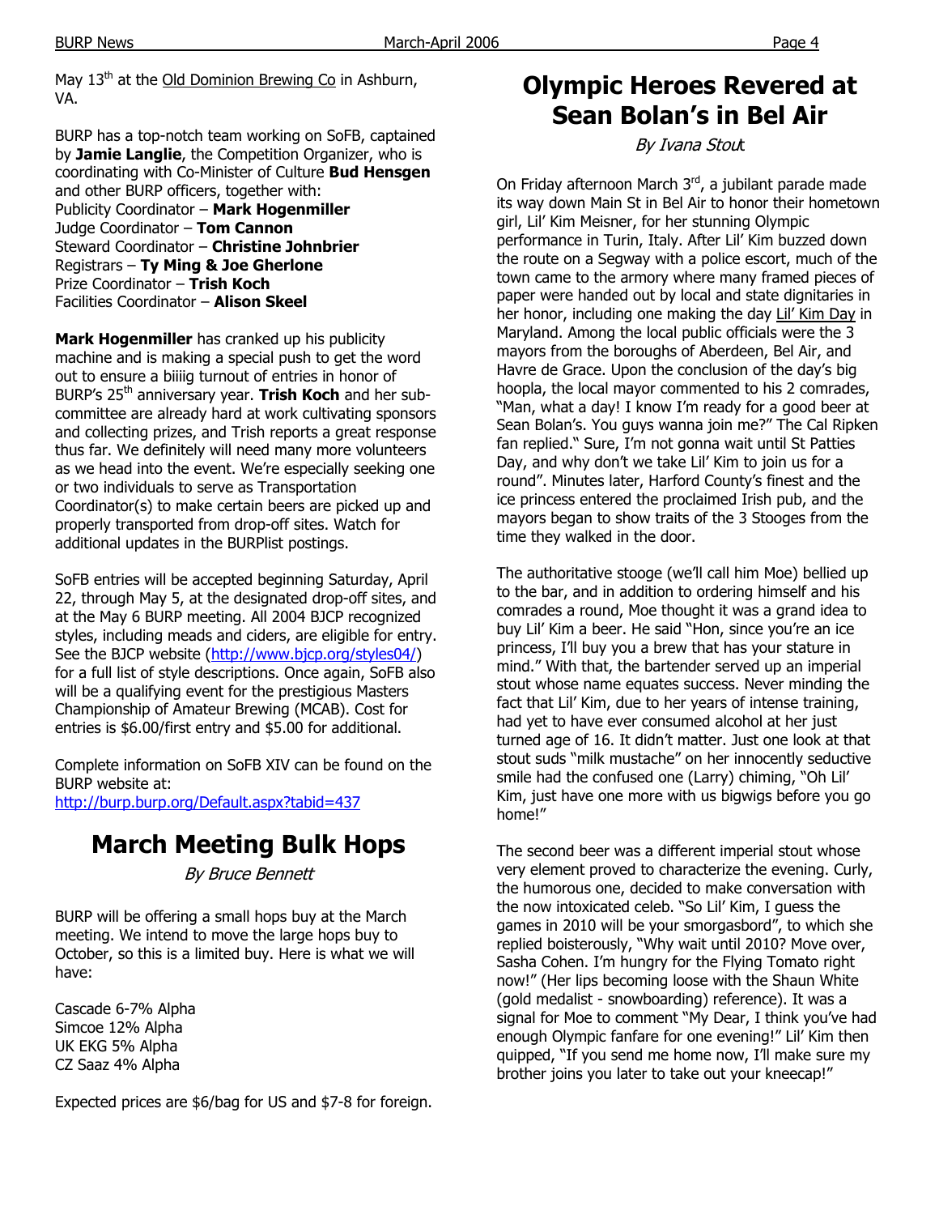May 13th at the Old Dominion Brewing Co in Ashburn, VA.

BURP has a top-notch team working on SoFB, captained by **Jamie Langlie**, the Competition Organizer, who is coordinating with Co-Minister of Culture **Bud Hensgen** and other BURP officers, together with:
Publicity Coordinator – **Mark Hogenmiller**
Judge Coordinator – **Tom Cannon**
Steward Coordinator – **Christine Johnbrier**
Registrars – **Ty Ming & Joe Gherlone**
Prize Coordinator – **Trish Koch**
Facilities Coordinator – **Alison Skeel**

**Mark Hogenmiller** has cranked up his publicity machine and is making a special push to get the word out to ensure a biiiig turnout of entries in honor of BURP's 25th anniversary year. **Trish Koch** and her sub-committee are already hard at work cultivating sponsors and collecting prizes, and Trish reports a great response thus far. We definitely will need many more volunteers as we head into the event. We're especially seeking one or two individuals to serve as Transportation Coordinator(s) to make certain beers are picked up and properly transported from drop-off sites. Watch for additional updates in the BURPlist postings.

SoFB entries will be accepted beginning Saturday, April 22, through May 5, at the designated drop-off sites, and at the May 6 BURP meeting. All 2004 BJCP recognized styles, including meads and ciders, are eligible for entry. See the BJCP website (http://www.bjcp.org/styles04/) for a full list of style descriptions. Once again, SoFB also will be a qualifying event for the prestigious Masters Championship of Amateur Brewing (MCAB). Cost for entries is $6.00/first entry and $5.00 for additional.

Complete information on SoFB XIV can be found on the BURP website at:
http://burp.burp.org/Default.aspx?tabid=437

# March Meeting Bulk Hops

*By Bruce Bennett*

BURP will be offering a small hops buy at the March meeting. We intend to move the large hops buy to October, so this is a limited buy. Here is what we will have:

Cascade 6-7% Alpha
Simcoe 12% Alpha
UK EKG 5% Alpha
CZ Saaz 4% Alpha

Expected prices are $6/bag for US and $7-8 for foreign.

# Olympic Heroes Revered at Sean Bolan's in Bel Air

*By Ivana Stout*

On Friday afternoon March 3rd, a jubilant parade made its way down Main St in Bel Air to honor their hometown girl, Lil' Kim Meisner, for her stunning Olympic performance in Turin, Italy. After Lil' Kim buzzed down the route on a Segway with a police escort, much of the town came to the armory where many framed pieces of paper were handed out by local and state dignitaries in her honor, including one making the day Lil' Kim Day in Maryland. Among the local public officials were the 3 mayors from the boroughs of Aberdeen, Bel Air, and Havre de Grace. Upon the conclusion of the day's big hoopla, the local mayor commented to his 2 comrades, "Man, what a day! I know I'm ready for a good beer at Sean Bolan's. You guys wanna join me?" The Cal Ripken fan replied." Sure, I'm not gonna wait until St Patties Day, and why don't we take Lil' Kim to join us for a round". Minutes later, Harford County's finest and the ice princess entered the proclaimed Irish pub, and the mayors began to show traits of the 3 Stooges from the time they walked in the door.

The authoritative stooge (we'll call him Moe) bellied up to the bar, and in addition to ordering himself and his comrades a round, Moe thought it was a grand idea to buy Lil' Kim a beer. He said "Hon, since you're an ice princess, I'll buy you a brew that has your stature in mind." With that, the bartender served up an imperial stout whose name equates success. Never minding the fact that Lil' Kim, due to her years of intense training, had yet to have ever consumed alcohol at her just turned age of 16. It didn't matter. Just one look at that stout suds "milk mustache" on her innocently seductive smile had the confused one (Larry) chiming, "Oh Lil' Kim, just have one more with us bigwigs before you go home!"

The second beer was a different imperial stout whose very element proved to characterize the evening. Curly, the humorous one, decided to make conversation with the now intoxicated celeb. "So Lil' Kim, I guess the games in 2010 will be your smorgasbord", to which she replied boisterously, "Why wait until 2010? Move over, Sasha Cohen. I'm hungry for the Flying Tomato right now!" (Her lips becoming loose with the Shaun White (gold medalist - snowboarding) reference). It was a signal for Moe to comment "My Dear, I think you've had enough Olympic fanfare for one evening!" Lil' Kim then quipped, "If you send me home now, I'll make sure my brother joins you later to take out your kneecap!"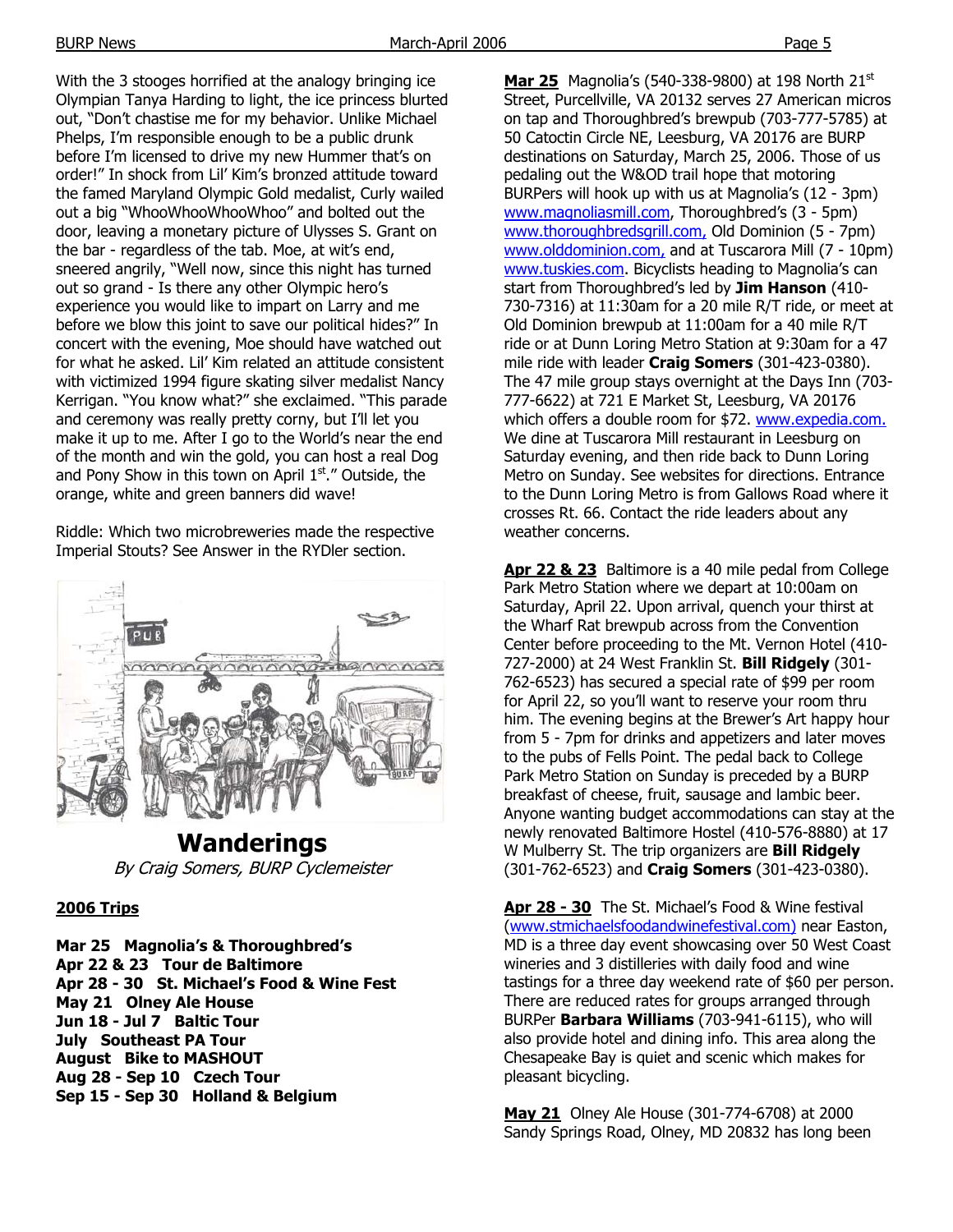With the 3 stooges horrified at the analogy bringing ice Olympian Tanya Harding to light, the ice princess blurted out, "Don't chastise me for my behavior. Unlike Michael Phelps, I'm responsible enough to be a public drunk before I'm licensed to drive my new Hummer that's on order!" In shock from Lil' Kim's bronzed attitude toward the famed Maryland Olympic Gold medalist, Curly wailed out a big "WhooWhooWhooWhoo" and bolted out the door, leaving a monetary picture of Ulysses S. Grant on the bar - regardless of the tab. Moe, at wit's end, sneered angrily, "Well now, since this night has turned out so grand - Is there any other Olympic hero's experience you would like to impart on Larry and me before we blow this joint to save our political hides?" In concert with the evening, Moe should have watched out for what he asked. Lil' Kim related an attitude consistent with victimized 1994 figure skating silver medalist Nancy Kerrigan. "You know what?" she exclaimed. "This parade and ceremony was really pretty corny, but I'll let you make it up to me. After I go to the World's near the end of the month and win the gold, you can host a real Dog and Pony Show in this town on April 1st." Outside, the orange, white and green banners did wave!

Riddle: Which two microbreweries made the respective Imperial Stouts? See Answer in the RYDler section.

## Wanderings

*By Craig Somers, BURP Cyclemeister*

**2006 Trips**

**Mar 25 Magnolia's & Thoroughbred's**
**Apr 22 & 23 Tour de Baltimore**
**Apr 28 - 30 St. Michael's Food & Wine Fest**
**May 21 Olney Ale House**
**Jun 18 - Jul 7 Baltic Tour**
**July Southeast PA Tour**
**August Bike to MASHOUT**
**Aug 28 - Sep 10 Czech Tour**
**Sep 15 - Sep 30 Holland & Belgium**

**Mar 25** Magnolia's (540-338-9800) at 198 North 21st Street, Purcellville, VA 20132 serves 27 American micros on tap and Thoroughbred's brewpub (703-777-5785) at 50 Catoctin Circle NE, Leesburg, VA 20176 are BURP destinations on Saturday, March 25, 2006. Those of us pedaling out the W&OD trail hope that motoring BURPers will hook up with us at Magnolia's (12 - 3pm) www.magnoliasmill.com, Thoroughbred's (3 - 5pm) www.thoroughbredsgrill.com, Old Dominion (5 - 7pm) www.olddominion.com, and at Tuscarora Mill (7 - 10pm) www.tuskies.com. Bicyclists heading to Magnolia's can start from Thoroughbred's led by **Jim Hanson** (410-730-7316) at 11:30am for a 20 mile R/T ride, or meet at Old Dominion brewpub at 11:00am for a 40 mile R/T ride or at Dunn Loring Metro Station at 9:30am for a 47 mile ride with leader **Craig Somers** (301-423-0380). The 47 mile group stays overnight at the Days Inn (703-777-6622) at 721 E Market St, Leesburg, VA 20176 which offers a double room for $72. www.expedia.com. We dine at Tuscarora Mill restaurant in Leesburg on Saturday evening, and then ride back to Dunn Loring Metro on Sunday. See websites for directions. Entrance to the Dunn Loring Metro is from Gallows Road where it crosses Rt. 66. Contact the ride leaders about any weather concerns.

**Apr 22 & 23** Baltimore is a 40 mile pedal from College Park Metro Station where we depart at 10:00am on Saturday, April 22. Upon arrival, quench your thirst at the Wharf Rat brewpub across from the Convention Center before proceeding to the Mt. Vernon Hotel (410-727-2000) at 24 West Franklin St. **Bill Ridgely** (301-762-6523) has secured a special rate of $99 per room for April 22, so you'll want to reserve your room thru him. The evening begins at the Brewer's Art happy hour from 5 - 7pm for drinks and appetizers and later moves to the pubs of Fells Point. The pedal back to College Park Metro Station on Sunday is preceded by a BURP breakfast of cheese, fruit, sausage and lambic beer. Anyone wanting budget accommodations can stay at the newly renovated Baltimore Hostel (410-576-8880) at 17 W Mulberry St. The trip organizers are **Bill Ridgely** (301-762-6523) and **Craig Somers** (301-423-0380).

**Apr 28 - 30** The St. Michael's Food & Wine festival (www.stmichaelsfoodandwinefestival.com) near Easton, MD is a three day event showcasing over 50 West Coast wineries and 3 distilleries with daily food and wine tastings for a three day weekend rate of $60 per person. There are reduced rates for groups arranged through BURPer **Barbara Williams** (703-941-6115), who will also provide hotel and dining info. This area along the Chesapeake Bay is quiet and scenic which makes for pleasant bicycling.

**May 21** Olney Ale House (301-774-6708) at 2000 Sandy Springs Road, Olney, MD 20832 has long been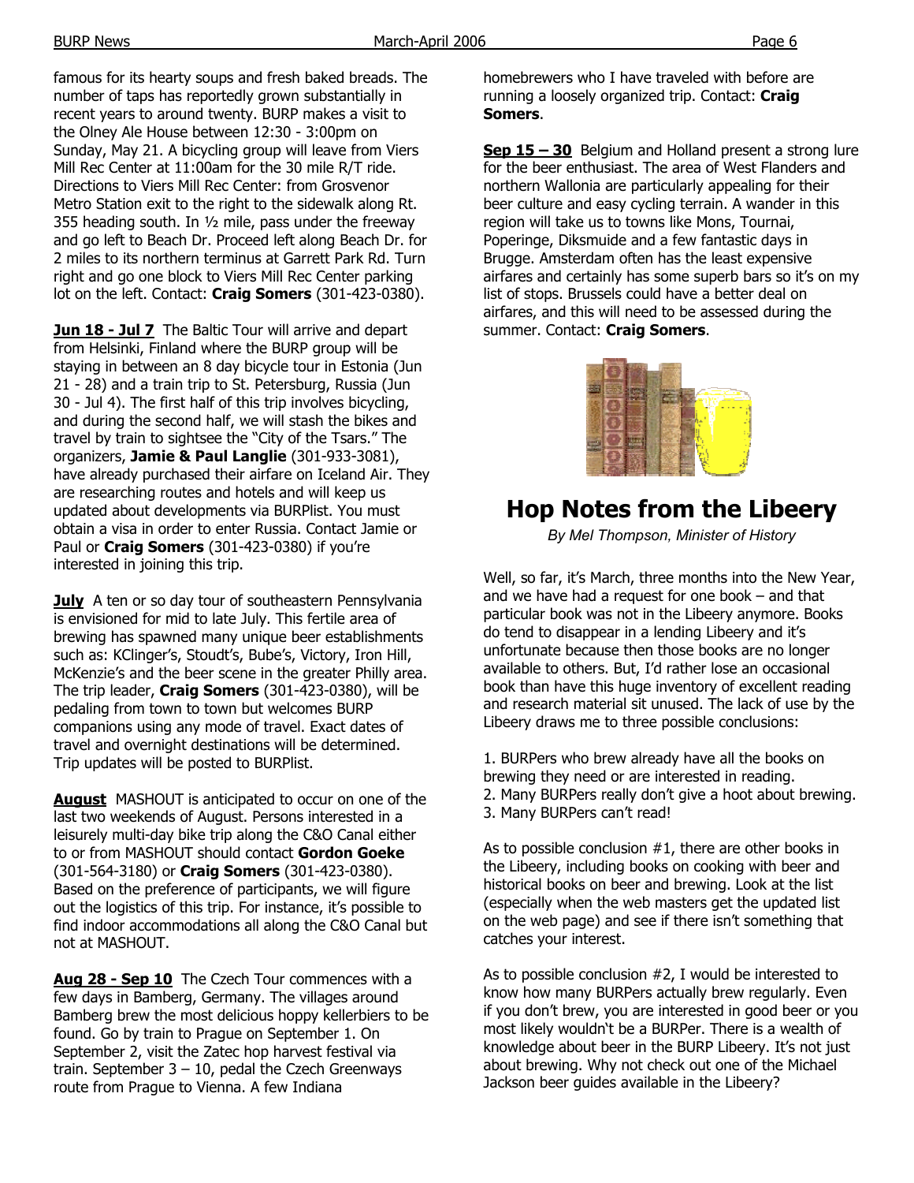famous for its hearty soups and fresh baked breads. The number of taps has reportedly grown substantially in recent years to around twenty. BURP makes a visit to the Olney Ale House between 12:30 - 3:00pm on Sunday, May 21. A bicycling group will leave from Viers Mill Rec Center at 11:00am for the 30 mile R/T ride. Directions to Viers Mill Rec Center: from Grosvenor Metro Station exit to the right to the sidewalk along Rt. 355 heading south. In ½ mile, pass under the freeway and go left to Beach Dr. Proceed left along Beach Dr. for 2 miles to its northern terminus at Garrett Park Rd. Turn right and go one block to Viers Mill Rec Center parking lot on the left. Contact: **Craig Somers** (301-423-0380).

**Jun 18 - Jul 7** The Baltic Tour will arrive and depart from Helsinki, Finland where the BURP group will be staying in between an 8 day bicycle tour in Estonia (Jun 21 - 28) and a train trip to St. Petersburg, Russia (Jun 30 - Jul 4). The first half of this trip involves bicycling, and during the second half, we will stash the bikes and travel by train to sightsee the "City of the Tsars." The organizers, **Jamie & Paul Langlie** (301-933-3081), have already purchased their airfare on Iceland Air. They are researching routes and hotels and will keep us updated about developments via BURPlist. You must obtain a visa in order to enter Russia. Contact Jamie or Paul or **Craig Somers** (301-423-0380) if you're interested in joining this trip.

**July** A ten or so day tour of southeastern Pennsylvania is envisioned for mid to late July. This fertile area of brewing has spawned many unique beer establishments such as: KClinger's, Stoudt's, Bube's, Victory, Iron Hill, McKenzie's and the beer scene in the greater Philly area. The trip leader, **Craig Somers** (301-423-0380), will be pedaling from town to town but welcomes BURP companions using any mode of travel. Exact dates of travel and overnight destinations will be determined. Trip updates will be posted to BURPlist.

**August** MASHOUT is anticipated to occur on one of the last two weekends of August. Persons interested in a leisurely multi-day bike trip along the C&O Canal either to or from MASHOUT should contact **Gordon Goeke** (301-564-3180) or **Craig Somers** (301-423-0380). Based on the preference of participants, we will figure out the logistics of this trip. For instance, it's possible to find indoor accommodations all along the C&O Canal but not at MASHOUT.

**Aug 28 - Sep 10** The Czech Tour commences with a few days in Bamberg, Germany. The villages around Bamberg brew the most delicious hoppy kellerbiers to be found. Go by train to Prague on September 1. On September 2, visit the Zatec hop harvest festival via train. September 3 – 10, pedal the Czech Greenways route from Prague to Vienna. A few Indiana homebrewers who I have traveled with before are running a loosely organized trip. Contact: **Craig Somers**.

**Sep 15 – 30** Belgium and Holland present a strong lure for the beer enthusiast. The area of West Flanders and northern Wallonia are particularly appealing for their beer culture and easy cycling terrain. A wander in this region will take us to towns like Mons, Tournai, Poperinge, Diksmuide and a few fantastic days in Brugge. Amsterdam often has the least expensive airfares and certainly has some superb bars so it's on my list of stops. Brussels could have a better deal on airfares, and this will need to be assessed during the summer. Contact: **Craig Somers**.

# Hop Notes from the Libeery

*By Mel Thompson, Minister of History*

Well, so far, it's March, three months into the New Year, and we have had a request for one book – and that particular book was not in the Libeery anymore. Books do tend to disappear in a lending Libeery and it's unfortunate because then those books are no longer available to others. But, I'd rather lose an occasional book than have this huge inventory of excellent reading and research material sit unused. The lack of use by the Libeery draws me to three possible conclusions:

1. BURPers who brew already have all the books on brewing they need or are interested in reading.
2. Many BURPers really don't give a hoot about brewing.
3. Many BURPers can't read!

As to possible conclusion #1, there are other books in the Libeery, including books on cooking with beer and historical books on beer and brewing. Look at the list (especially when the web masters get the updated list on the web page) and see if there isn't something that catches your interest.

As to possible conclusion #2, I would be interested to know how many BURPers actually brew regularly. Even if you don't brew, you are interested in good beer or you most likely wouldn't be a BURPer. There is a wealth of knowledge about beer in the BURP Libeery. It's not just about brewing. Why not check out one of the Michael Jackson beer guides available in the Libeery?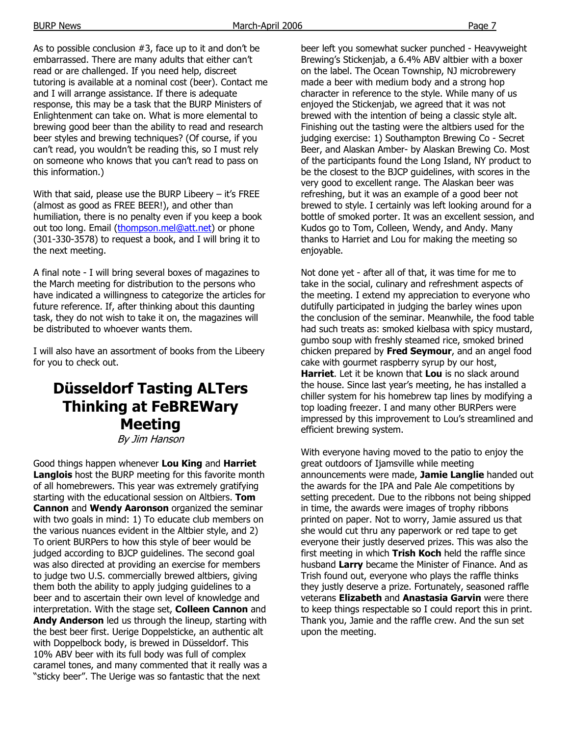As to possible conclusion #3, face up to it and don't be embarrassed. There are many adults that either can't read or are challenged. If you need help, discreet tutoring is available at a nominal cost (beer). Contact me and I will arrange assistance. If there is adequate response, this may be a task that the BURP Ministers of Enlightenment can take on. What is more elemental to brewing good beer than the ability to read and research beer styles and brewing techniques? (Of course, if you can't read, you wouldn't be reading this, so I must rely on someone who knows that you can't read to pass on this information.)

With that said, please use the BURP Libeery – it's FREE (almost as good as FREE BEER!), and other than humiliation, there is no penalty even if you keep a book out too long. Email (thompson.mel@att.net) or phone (301-330-3578) to request a book, and I will bring it to the next meeting.

A final note - I will bring several boxes of magazines to the March meeting for distribution to the persons who have indicated a willingness to categorize the articles for future reference. If, after thinking about this daunting task, they do not wish to take it on, the magazines will be distributed to whoever wants them.

I will also have an assortment of books from the Libeery for you to check out.

# Düsseldorf Tasting ALTers Thinking at FeBREWary Meeting

*By Jim Hanson*

Good things happen whenever **Lou King** and **Harriet Langlois** host the BURP meeting for this favorite month of all homebrewers. This year was extremely gratifying starting with the educational session on Altbiers. **Tom Cannon** and **Wendy Aaronson** organized the seminar with two goals in mind: 1) To educate club members on the various nuances evident in the Altbier style, and 2) To orient BURPers to how this style of beer would be judged according to BJCP guidelines. The second goal was also directed at providing an exercise for members to judge two U.S. commercially brewed altbiers, giving them both the ability to apply judging guidelines to a beer and to ascertain their own level of knowledge and interpretation. With the stage set, **Colleen Cannon** and **Andy Anderson** led us through the lineup, starting with the best beer first. Uerige Doppelsticke, an authentic alt with Doppelbock body, is brewed in Düsseldorf. This 10% ABV beer with its full body was full of complex caramel tones, and many commented that it really was a "sticky beer". The Uerige was so fantastic that the next beer left you somewhat sucker punched - Heavyweight Brewing's Stickenjab, a 6.4% ABV altbier with a boxer on the label. The Ocean Township, NJ microbrewery made a beer with medium body and a strong hop character in reference to the style. While many of us enjoyed the Stickenjab, we agreed that it was not brewed with the intention of being a classic style alt. Finishing out the tasting were the altbiers used for the judging exercise: 1) Southampton Brewing Co - Secret Beer, and Alaskan Amber- by Alaskan Brewing Co. Most of the participants found the Long Island, NY product to be the closest to the BJCP guidelines, with scores in the very good to excellent range. The Alaskan beer was refreshing, but it was an example of a good beer not brewed to style. I certainly was left looking around for a bottle of smoked porter. It was an excellent session, and Kudos go to Tom, Colleen, Wendy, and Andy. Many thanks to Harriet and Lou for making the meeting so enjoyable.

Not done yet - after all of that, it was time for me to take in the social, culinary and refreshment aspects of the meeting. I extend my appreciation to everyone who dutifully participated in judging the barley wines upon the conclusion of the seminar. Meanwhile, the food table had such treats as: smoked kielbasa with spicy mustard, gumbo soup with freshly steamed rice, smoked brined chicken prepared by **Fred Seymour**, and an angel food cake with gourmet raspberry syrup by our host, **Harriet**. Let it be known that **Lou** is no slack around the house. Since last year's meeting, he has installed a chiller system for his homebrew tap lines by modifying a top loading freezer. I and many other BURPers were impressed by this improvement to Lou's streamlined and efficient brewing system.

With everyone having moved to the patio to enjoy the great outdoors of Ijamsville while meeting announcements were made, **Jamie Langlie** handed out the awards for the IPA and Pale Ale competitions by setting precedent. Due to the ribbons not being shipped in time, the awards were images of trophy ribbons printed on paper. Not to worry, Jamie assured us that she would cut thru any paperwork or red tape to get everyone their justly deserved prizes. This was also the first meeting in which **Trish Koch** held the raffle since husband **Larry** became the Minister of Finance. And as Trish found out, everyone who plays the raffle thinks they justly deserve a prize. Fortunately, seasoned raffle veterans **Elizabeth** and **Anastasia Garvin** were there to keep things respectable so I could report this in print. Thank you, Jamie and the raffle crew. And the sun set upon the meeting.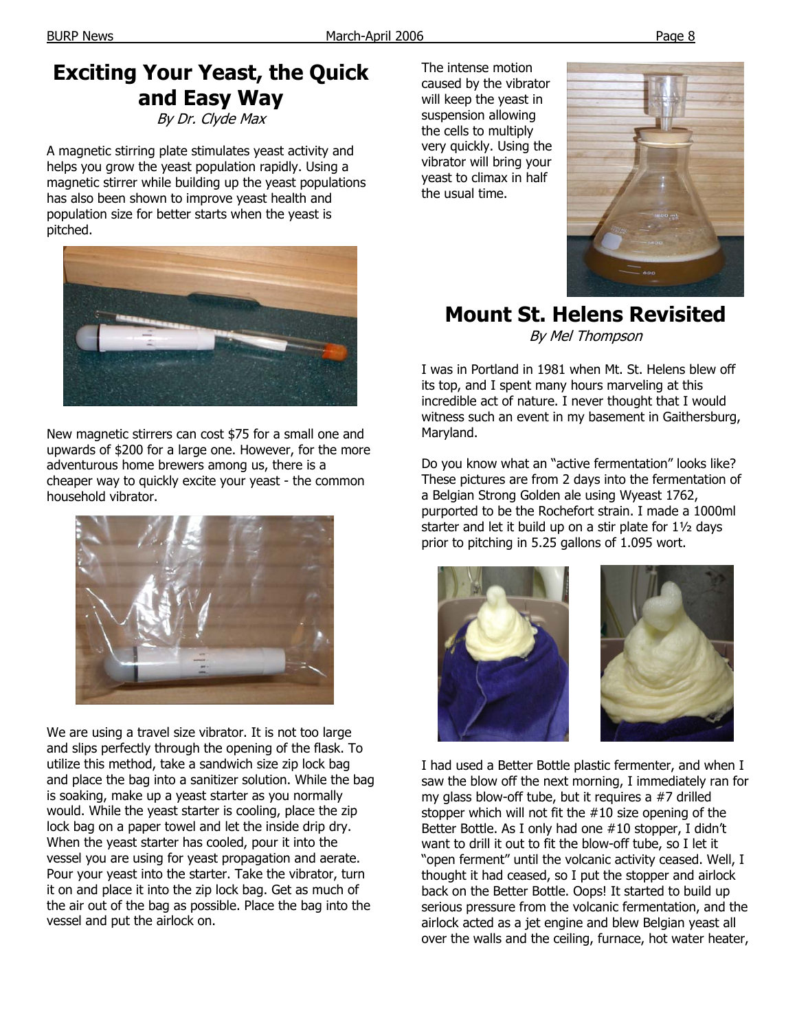# Exciting Your Yeast, the Quick and Easy Way

*By Dr. Clyde Max*

A magnetic stirring plate stimulates yeast activity and helps you grow the yeast population rapidly. Using a magnetic stirrer while building up the yeast populations has also been shown to improve yeast health and population size for better starts when the yeast is pitched.

New magnetic stirrers can cost $75 for a small one and upwards of $200 for a large one. However, for the more adventurous home brewers among us, there is a cheaper way to quickly excite your yeast - the common household vibrator.

We are using a travel size vibrator. It is not too large and slips perfectly through the opening of the flask. To utilize this method, take a sandwich size zip lock bag and place the bag into a sanitizer solution. While the bag is soaking, make up a yeast starter as you normally would. While the yeast starter is cooling, place the zip lock bag on a paper towel and let the inside drip dry. When the yeast starter has cooled, pour it into the vessel you are using for yeast propagation and aerate. Pour your yeast into the starter. Take the vibrator, turn it on and place it into the zip lock bag. Get as much of the air out of the bag as possible. Place the bag into the vessel and put the airlock on.

The intense motion caused by the vibrator will keep the yeast in suspension allowing the cells to multiply very quickly. Using the vibrator will bring your yeast to climax in half the usual time.

# Mount St. Helens Revisited

*By Mel Thompson*

I was in Portland in 1981 when Mt. St. Helens blew off its top, and I spent many hours marveling at this incredible act of nature. I never thought that I would witness such an event in my basement in Gaithersburg, Maryland.

Do you know what an "active fermentation" looks like? These pictures are from 2 days into the fermentation of a Belgian Strong Golden ale using Wyeast 1762, purported to be the Rochefort strain. I made a 1000ml starter and let it build up on a stir plate for 1½ days prior to pitching in 5.25 gallons of 1.095 wort.

I had used a Better Bottle plastic fermenter, and when I saw the blow off the next morning, I immediately ran for my glass blow-off tube, but it requires a #7 drilled stopper which will not fit the #10 size opening of the Better Bottle. As I only had one #10 stopper, I didn't want to drill it out to fit the blow-off tube, so I let it "open ferment" until the volcanic activity ceased. Well, I thought it had ceased, so I put the stopper and airlock back on the Better Bottle. Oops! It started to build up serious pressure from the volcanic fermentation, and the airlock acted as a jet engine and blew Belgian yeast all over the walls and the ceiling, furnace, hot water heater,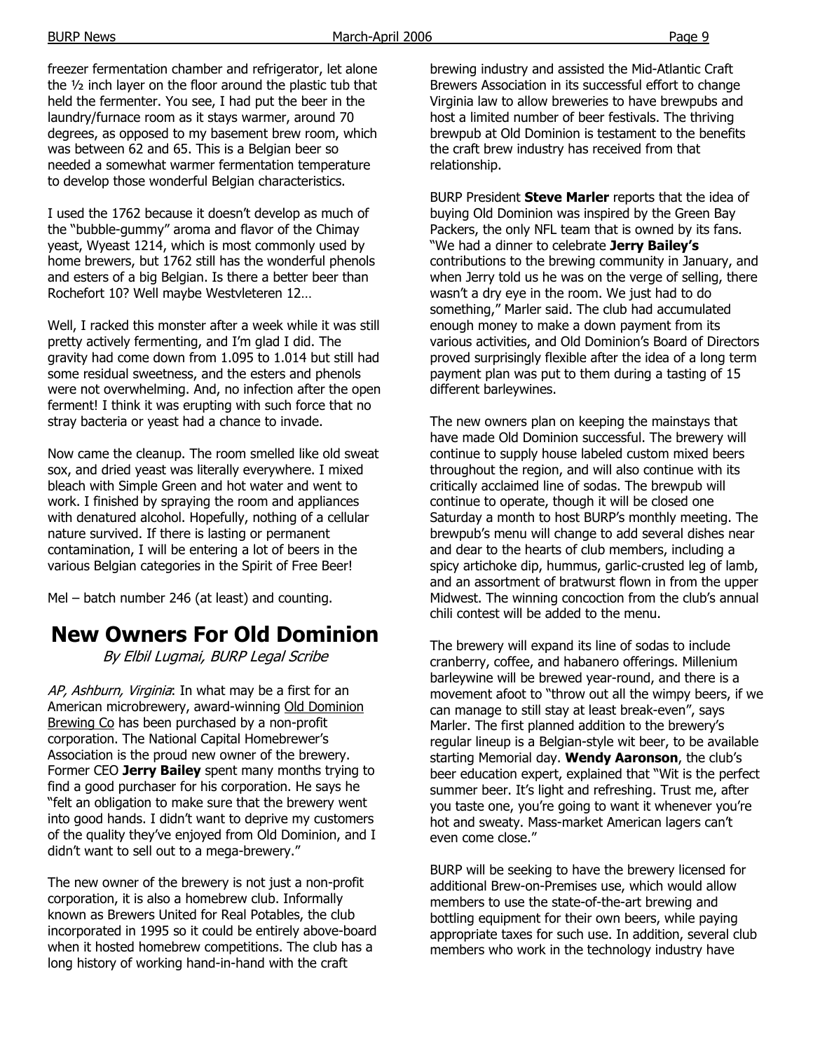freezer fermentation chamber and refrigerator, let alone the ½ inch layer on the floor around the plastic tub that held the fermenter. You see, I had put the beer in the laundry/furnace room as it stays warmer, around 70 degrees, as opposed to my basement brew room, which was between 62 and 65. This is a Belgian beer so needed a somewhat warmer fermentation temperature to develop those wonderful Belgian characteristics.

I used the 1762 because it doesn't develop as much of the "bubble-gummy" aroma and flavor of the Chimay yeast, Wyeast 1214, which is most commonly used by home brewers, but 1762 still has the wonderful phenols and esters of a big Belgian. Is there a better beer than Rochefort 10? Well maybe Westvleteren 12…

Well, I racked this monster after a week while it was still pretty actively fermenting, and I'm glad I did. The gravity had come down from 1.095 to 1.014 but still had some residual sweetness, and the esters and phenols were not overwhelming. And, no infection after the open ferment! I think it was erupting with such force that no stray bacteria or yeast had a chance to invade.

Now came the cleanup. The room smelled like old sweat sox, and dried yeast was literally everywhere. I mixed bleach with Simple Green and hot water and went to work. I finished by spraying the room and appliances with denatured alcohol. Hopefully, nothing of a cellular nature survived. If there is lasting or permanent contamination, I will be entering a lot of beers in the various Belgian categories in the Spirit of Free Beer!

Mel – batch number 246 (at least) and counting.

# New Owners For Old Dominion

*By Elbil Lugmai, BURP Legal Scribe*

*AP, Ashburn, Virginia*: In what may be a first for an American microbrewery, award-winning Old Dominion Brewing Co has been purchased by a non-profit corporation. The National Capital Homebrewer's Association is the proud new owner of the brewery. Former CEO **Jerry Bailey** spent many months trying to find a good purchaser for his corporation. He says he "felt an obligation to make sure that the brewery went into good hands. I didn't want to deprive my customers of the quality they've enjoyed from Old Dominion, and I didn't want to sell out to a mega-brewery."

The new owner of the brewery is not just a non-profit corporation, it is also a homebrew club. Informally known as Brewers United for Real Potables, the club incorporated in 1995 so it could be entirely above-board when it hosted homebrew competitions. The club has a long history of working hand-in-hand with the craft brewing industry and assisted the Mid-Atlantic Craft Brewers Association in its successful effort to change Virginia law to allow breweries to have brewpubs and host a limited number of beer festivals. The thriving brewpub at Old Dominion is testament to the benefits the craft brew industry has received from that relationship.

BURP President **Steve Marler** reports that the idea of buying Old Dominion was inspired by the Green Bay Packers, the only NFL team that is owned by its fans. "We had a dinner to celebrate **Jerry Bailey's** contributions to the brewing community in January, and when Jerry told us he was on the verge of selling, there wasn't a dry eye in the room. We just had to do something," Marler said. The club had accumulated enough money to make a down payment from its various activities, and Old Dominion's Board of Directors proved surprisingly flexible after the idea of a long term payment plan was put to them during a tasting of 15 different barleywines.

The new owners plan on keeping the mainstays that have made Old Dominion successful. The brewery will continue to supply house labeled custom mixed beers throughout the region, and will also continue with its critically acclaimed line of sodas. The brewpub will continue to operate, though it will be closed one Saturday a month to host BURP's monthly meeting. The brewpub's menu will change to add several dishes near and dear to the hearts of club members, including a spicy artichoke dip, hummus, garlic-crusted leg of lamb, and an assortment of bratwurst flown in from the upper Midwest. The winning concoction from the club's annual chili contest will be added to the menu.

The brewery will expand its line of sodas to include cranberry, coffee, and habanero offerings. Millenium barleywine will be brewed year-round, and there is a movement afoot to "throw out all the wimpy beers, if we can manage to still stay at least break-even", says Marler. The first planned addition to the brewery's regular lineup is a Belgian-style wit beer, to be available starting Memorial day. **Wendy Aaronson**, the club's beer education expert, explained that "Wit is the perfect summer beer. It's light and refreshing. Trust me, after you taste one, you're going to want it whenever you're hot and sweaty. Mass-market American lagers can't even come close."

BURP will be seeking to have the brewery licensed for additional Brew-on-Premises use, which would allow members to use the state-of-the-art brewing and bottling equipment for their own beers, while paying appropriate taxes for such use. In addition, several club members who work in the technology industry have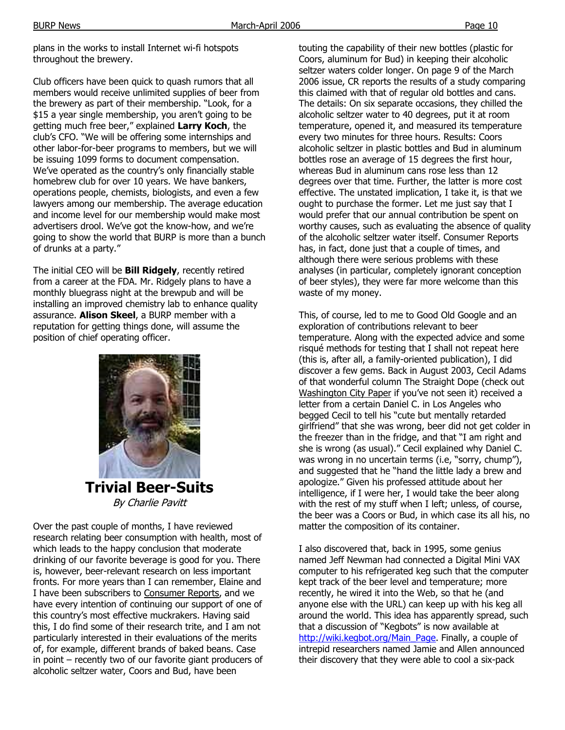plans in the works to install Internet wi-fi hotspots throughout the brewery.

Club officers have been quick to quash rumors that all members would receive unlimited supplies of beer from the brewery as part of their membership. "Look, for a $15 a year single membership, you aren't going to be getting much free beer," explained **Larry Koch**, the club's CFO. "We will be offering some internships and other labor-for-beer programs to members, but we will be issuing 1099 forms to document compensation. We've operated as the country's only financially stable homebrew club for over 10 years. We have bankers, operations people, chemists, biologists, and even a few lawyers among our membership. The average education and income level for our membership would make most advertisers drool. We've got the know-how, and we're going to show the world that BURP is more than a bunch of drunks at a party."

The initial CEO will be **Bill Ridgely**, recently retired from a career at the FDA. Mr. Ridgely plans to have a monthly bluegrass night at the brewpub and will be installing an improved chemistry lab to enhance quality assurance. **Alison Skeel**, a BURP member with a reputation for getting things done, will assume the position of chief operating officer.

## Trivial Beer-Suits

*By Charlie Pavitt*

Over the past couple of months, I have reviewed research relating beer consumption with health, most of which leads to the happy conclusion that moderate drinking of our favorite beverage is good for you. There is, however, beer-relevant research on less important fronts. For more years than I can remember, Elaine and I have been subscribers to Consumer Reports, and we have every intention of continuing our support of one of this country's most effective muckrakers. Having said this, I do find some of their research trite, and I am not particularly interested in their evaluations of the merits of, for example, different brands of baked beans. Case in point – recently two of our favorite giant producers of alcoholic seltzer water, Coors and Bud, have been touting the capability of their new bottles (plastic for Coors, aluminum for Bud) in keeping their alcoholic seltzer waters colder longer. On page 9 of the March 2006 issue, CR reports the results of a study comparing this claimed with that of regular old bottles and cans. The details: On six separate occasions, they chilled the alcoholic seltzer water to 40 degrees, put it at room temperature, opened it, and measured its temperature every two minutes for three hours. Results: Coors alcoholic seltzer in plastic bottles and Bud in aluminum bottles rose an average of 15 degrees the first hour, whereas Bud in aluminum cans rose less than 12 degrees over that time. Further, the latter is more cost effective. The unstated implication, I take it, is that we ought to purchase the former. Let me just say that I would prefer that our annual contribution be spent on worthy causes, such as evaluating the absence of quality of the alcoholic seltzer water itself. Consumer Reports has, in fact, done just that a couple of times, and although there were serious problems with these analyses (in particular, completely ignorant conception of beer styles), they were far more welcome than this waste of my money.

This, of course, led to me to Good Old Google and an exploration of contributions relevant to beer temperature. Along with the expected advice and some risqué methods for testing that I shall not repeat here (this is, after all, a family-oriented publication), I did discover a few gems. Back in August 2003, Cecil Adams of that wonderful column The Straight Dope (check out Washington City Paper if you've not seen it) received a letter from a certain Daniel C. in Los Angeles who begged Cecil to tell his "cute but mentally retarded girlfriend" that she was wrong, beer did not get colder in the freezer than in the fridge, and that "I am right and she is wrong (as usual)." Cecil explained why Daniel C. was wrong in no uncertain terms (i.e, "sorry, chump"), and suggested that he "hand the little lady a brew and apologize." Given his professed attitude about her intelligence, if I were her, I would take the beer along with the rest of my stuff when I left; unless, of course, the beer was a Coors or Bud, in which case its all his, no matter the composition of its container.

I also discovered that, back in 1995, some genius named Jeff Newman had connected a Digital Mini VAX computer to his refrigerated keg such that the computer kept track of the beer level and temperature; more recently, he wired it into the Web, so that he (and anyone else with the URL) can keep up with his keg all around the world. This idea has apparently spread, such that a discussion of "Kegbots" is now available at http://wiki.kegbot.org/Main_Page. Finally, a couple of intrepid researchers named Jamie and Allen announced their discovery that they were able to cool a six-pack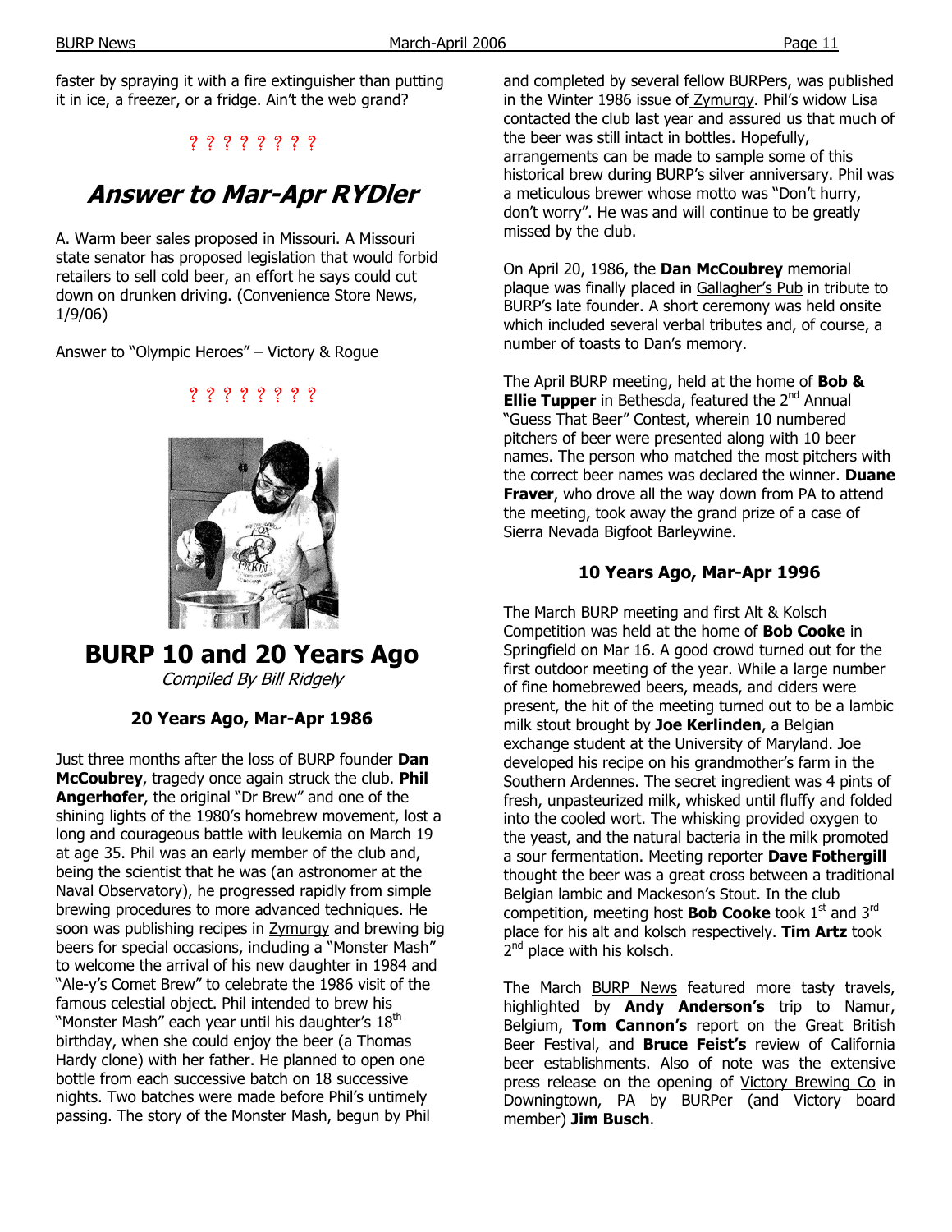faster by spraying it with a fire extinguisher than putting it in ice, a freezer, or a fridge. Ain't the web grand?

? ? ? ? ? ? ? ?

## *Answer to Mar-Apr RYDler*

A. Warm beer sales proposed in Missouri. A Missouri state senator has proposed legislation that would forbid retailers to sell cold beer, an effort he says could cut down on drunken driving. (Convenience Store News, 1/9/06)

Answer to "Olympic Heroes" – Victory & Rogue

? ? ? ? ? ? ? ?

## BURP 10 and 20 Years Ago

*Compiled By Bill Ridgely*

### 20 Years Ago, Mar-Apr 1986

Just three months after the loss of BURP founder **Dan McCoubrey**, tragedy once again struck the club. **Phil Angerhofer**, the original "Dr Brew" and one of the shining lights of the 1980's homebrew movement, lost a long and courageous battle with leukemia on March 19 at age 35. Phil was an early member of the club and, being the scientist that he was (an astronomer at the Naval Observatory), he progressed rapidly from simple brewing procedures to more advanced techniques. He soon was publishing recipes in Zymurgy and brewing big beers for special occasions, including a "Monster Mash" to welcome the arrival of his new daughter in 1984 and "Ale-y's Comet Brew" to celebrate the 1986 visit of the famous celestial object. Phil intended to brew his "Monster Mash" each year until his daughter's 18th birthday, when she could enjoy the beer (a Thomas Hardy clone) with her father. He planned to open one bottle from each successive batch on 18 successive nights. Two batches were made before Phil's untimely passing. The story of the Monster Mash, begun by Phil and completed by several fellow BURPers, was published in the Winter 1986 issue of Zymurgy. Phil's widow Lisa contacted the club last year and assured us that much of the beer was still intact in bottles. Hopefully, arrangements can be made to sample some of this historical brew during BURP's silver anniversary. Phil was a meticulous brewer whose motto was "Don't hurry, don't worry". He was and will continue to be greatly missed by the club.

On April 20, 1986, the **Dan McCoubrey** memorial plaque was finally placed in Gallagher's Pub in tribute to BURP's late founder. A short ceremony was held onsite which included several verbal tributes and, of course, a number of toasts to Dan's memory.

The April BURP meeting, held at the home of **Bob & Ellie Tupper** in Bethesda, featured the 2nd Annual "Guess That Beer" Contest, wherein 10 numbered pitchers of beer were presented along with 10 beer names. The person who matched the most pitchers with the correct beer names was declared the winner. **Duane Fraver**, who drove all the way down from PA to attend the meeting, took away the grand prize of a case of Sierra Nevada Bigfoot Barleywine.

### 10 Years Ago, Mar-Apr 1996

The March BURP meeting and first Alt & Kolsch Competition was held at the home of **Bob Cooke** in Springfield on Mar 16. A good crowd turned out for the first outdoor meeting of the year. While a large number of fine homebrewed beers, meads, and ciders were present, the hit of the meeting turned out to be a lambic milk stout brought by **Joe Kerlinden**, a Belgian exchange student at the University of Maryland. Joe developed his recipe on his grandmother's farm in the Southern Ardennes. The secret ingredient was 4 pints of fresh, unpasteurized milk, whisked until fluffy and folded into the cooled wort. The whisking provided oxygen to the yeast, and the natural bacteria in the milk promoted a sour fermentation. Meeting reporter **Dave Fothergill** thought the beer was a great cross between a traditional Belgian lambic and Mackeson's Stout. In the club competition, meeting host **Bob Cooke** took 1st and 3rd place for his alt and kolsch respectively. **Tim Artz** took 2nd place with his kolsch.

The March BURP News featured more tasty travels, highlighted by **Andy Anderson's** trip to Namur, Belgium, **Tom Cannon's** report on the Great British Beer Festival, and **Bruce Feist's** review of California beer establishments. Also of note was the extensive press release on the opening of Victory Brewing Co in Downingtown, PA by BURPer (and Victory board member) **Jim Busch**.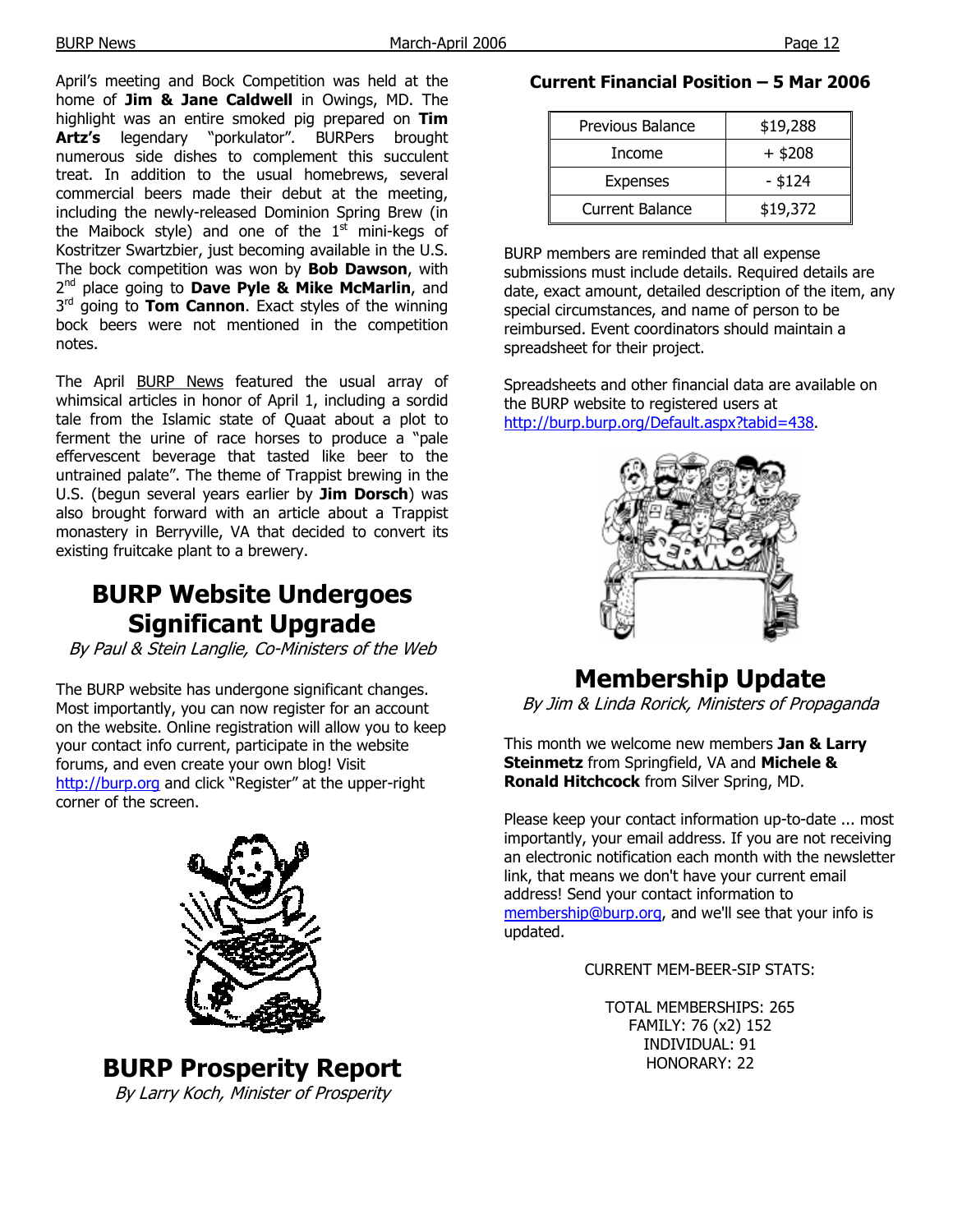April's meeting and Bock Competition was held at the home of **Jim & Jane Caldwell** in Owings, MD. The highlight was an entire smoked pig prepared on **Tim Artz's** legendary "porkulator". BURPers brought numerous side dishes to complement this succulent treat. In addition to the usual homebrews, several commercial beers made their debut at the meeting, including the newly-released Dominion Spring Brew (in the Maibock style) and one of the 1st mini-kegs of Kostritzer Swartzbier, just becoming available in the U.S. The bock competition was won by **Bob Dawson**, with 2nd place going to **Dave Pyle & Mike McMarlin**, and 3rd going to **Tom Cannon**. Exact styles of the winning bock beers were not mentioned in the competition notes.

The April BURP News featured the usual array of whimsical articles in honor of April 1, including a sordid tale from the Islamic state of Quaat about a plot to ferment the urine of race horses to produce a "pale effervescent beverage that tasted like beer to the untrained palate". The theme of Trappist brewing in the U.S. (begun several years earlier by **Jim Dorsch**) was also brought forward with an article about a Trappist monastery in Berryville, VA that decided to convert its existing fruitcake plant to a brewery.

# BURP Website Undergoes Significant Upgrade

*By Paul & Stein Langlie, Co-Ministers of the Web*

The BURP website has undergone significant changes. Most importantly, you can now register for an account on the website. Online registration will allow you to keep your contact info current, participate in the website forums, and even create your own blog! Visit http://burp.org and click "Register" at the upper-right corner of the screen.

# BURP Prosperity Report

*By Larry Koch, Minister of Prosperity*

**Current Financial Position – 5 Mar 2006**

| | |
|---|---|
| Previous Balance | $19,288 |
| Income | + $208 |
| Expenses | - $124 |
| Current Balance | $19,372 |

BURP members are reminded that all expense submissions must include details. Required details are date, exact amount, detailed description of the item, any special circumstances, and name of person to be reimbursed. Event coordinators should maintain a spreadsheet for their project.

Spreadsheets and other financial data are available on the BURP website to registered users at http://burp.burp.org/Default.aspx?tabid=438.

# Membership Update

*By Jim & Linda Rorick, Ministers of Propaganda*

This month we welcome new members **Jan & Larry Steinmetz** from Springfield, VA and **Michele & Ronald Hitchcock** from Silver Spring, MD.

Please keep your contact information up-to-date ... most importantly, your email address. If you are not receiving an electronic notification each month with the newsletter link, that means we don't have your current email address! Send your contact information to membership@burp.org, and we'll see that your info is updated.

CURRENT MEM-BEER-SIP STATS:

TOTAL MEMBERSHIPS: 265
FAMILY: 76 (x2) 152
INDIVIDUAL: 91
HONORARY: 22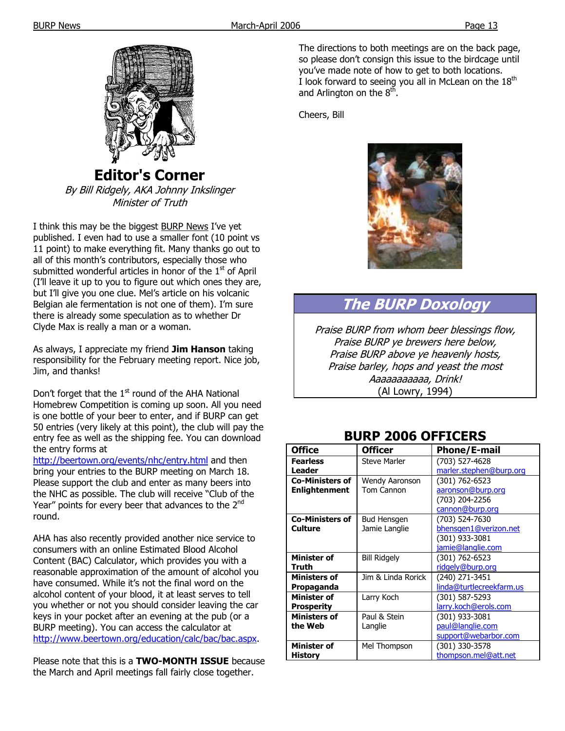## Editor's Corner

*By Bill Ridgely, AKA Johnny Inkslinger*
*Minister of Truth*

I think this may be the biggest BURP News I've yet published. I even had to use a smaller font (10 point vs 11 point) to make everything fit. Many thanks go out to all of this month's contributors, especially those who submitted wonderful articles in honor of the 1st of April (I'll leave it up to you to figure out which ones they are, but I'll give you one clue. Mel's article on his volcanic Belgian ale fermentation is not one of them). I'm sure there is already some speculation as to whether Dr Clyde Max is really a man or a woman.

As always, I appreciate my friend **Jim Hanson** taking responsibility for the February meeting report. Nice job, Jim, and thanks!

Don't forget that the 1st round of the AHA National Homebrew Competition is coming up soon. All you need is one bottle of your beer to enter, and if BURP can get 50 entries (very likely at this point), the club will pay the entry fee as well as the shipping fee. You can download the entry forms at http://beertown.org/events/nhc/entry.html and then bring your entries to the BURP meeting on March 18. Please support the club and enter as many beers into the NHC as possible. The club will receive "Club of the Year" points for every beer that advances to the 2nd round.

AHA has also recently provided another nice service to consumers with an online Estimated Blood Alcohol Content (BAC) Calculator, which provides you with a reasonable approximation of the amount of alcohol you have consumed. While it's not the final word on the alcohol content of your blood, it at least serves to tell you whether or not you should consider leaving the car keys in your pocket after an evening at the pub (or a BURP meeting). You can access the calculator at http://www.beertown.org/education/calc/bac/bac.aspx.

Please note that this is a **TWO-MONTH ISSUE** because the March and April meetings fall fairly close together. The directions to both meetings are on the back page, so please don't consign this issue to the birdcage until you've made note of how to get to both locations.
I look forward to seeing you all in McLean on the 18th and Arlington on the 8th.

Cheers, Bill

## The BURP Doxology

*Praise BURP from whom beer blessings flow,*
*Praise BURP ye brewers here below,*
*Praise BURP above ye heavenly hosts,*
*Praise barley, hops and yeast the most*
*Aaaaaaaaaaa, Drink!*
(Al Lowry, 1994)

## BURP 2006 OFFICERS

| Office | Officer | Phone/E-mail |
|---|---|---|
| **Fearless Leader** | Steve Marler | (703) 527-4628<br>marler.stephen@burp.org |
| **Co-Ministers of Enlightenment** | Wendy Aaronson<br>Tom Cannon | (301) 762-6523<br>aaronson@burp.org<br>(703) 204-2256<br>cannon@burp.org |
| **Co-Ministers of Culture** | Bud Hensgen<br>Jamie Langlie | (703) 524-7630<br>bhensgen1@verizon.net<br>(301) 933-3081<br>jamie@langlie.com |
| **Minister of Truth** | Bill Ridgely | (301) 762-6523<br>ridgely@burp.org |
| **Ministers of Propaganda** | Jim & Linda Rorick | (240) 271-3451<br>linda@turtlecreekfarm.us |
| **Minister of Prosperity** | Larry Koch | (301) 587-5293<br>larry.koch@erols.com |
| **Ministers of the Web** | Paul & Stein Langlie | (301) 933-3081<br>paul@langlie.com<br>support@webarbor.com |
| **Minister of History** | Mel Thompson | (301) 330-3578<br>thompson.mel@att.net |